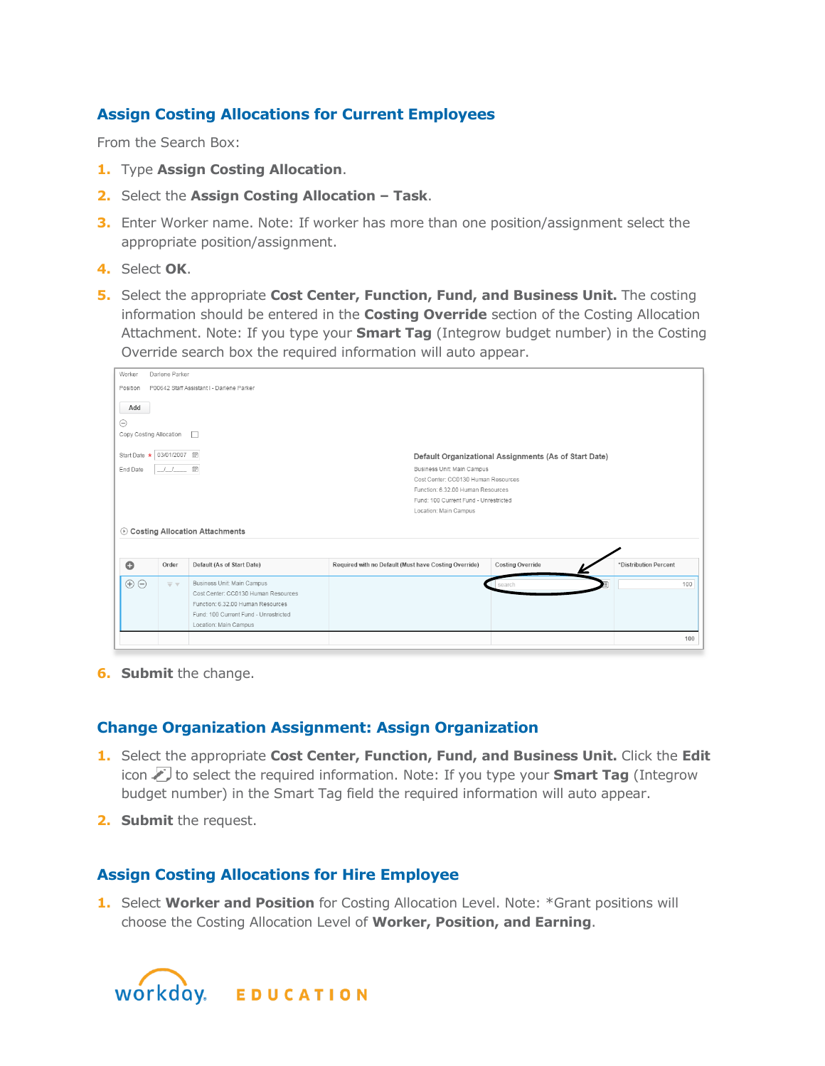## Assign Costing Allocations for Current Employees

From the Search Box:

1. Type **Assign Costing Allocation**.
2. Select the **Assign Costing Allocation – Task**.
3. Enter Worker name. Note: If worker has more than one position/assignment select the appropriate position/assignment.
4. Select **OK**.
5. Select the appropriate **Cost Center, Function, Fund, and Business Unit.** The costing information should be entered in the **Costing Override** section of the Costing Allocation Attachment. Note: If you type your **Smart Tag** (Integrow budget number) in the Costing Override search box the required information will auto appear.

6. **Submit** the change.

## Change Organization Assignment: Assign Organization

1. Select the appropriate **Cost Center, Function, Fund, and Business Unit.** Click the **Edit** icon to select the required information. Note: If you type your **Smart Tag** (Integrow budget number) in the Smart Tag field the required information will auto appear.
2. **Submit** the request.

## Assign Costing Allocations for Hire Employee

1. Select **Worker and Position** for Costing Allocation Level. Note: *Grant positions will choose the Costing Allocation Level of **Worker, Position, and Earning**.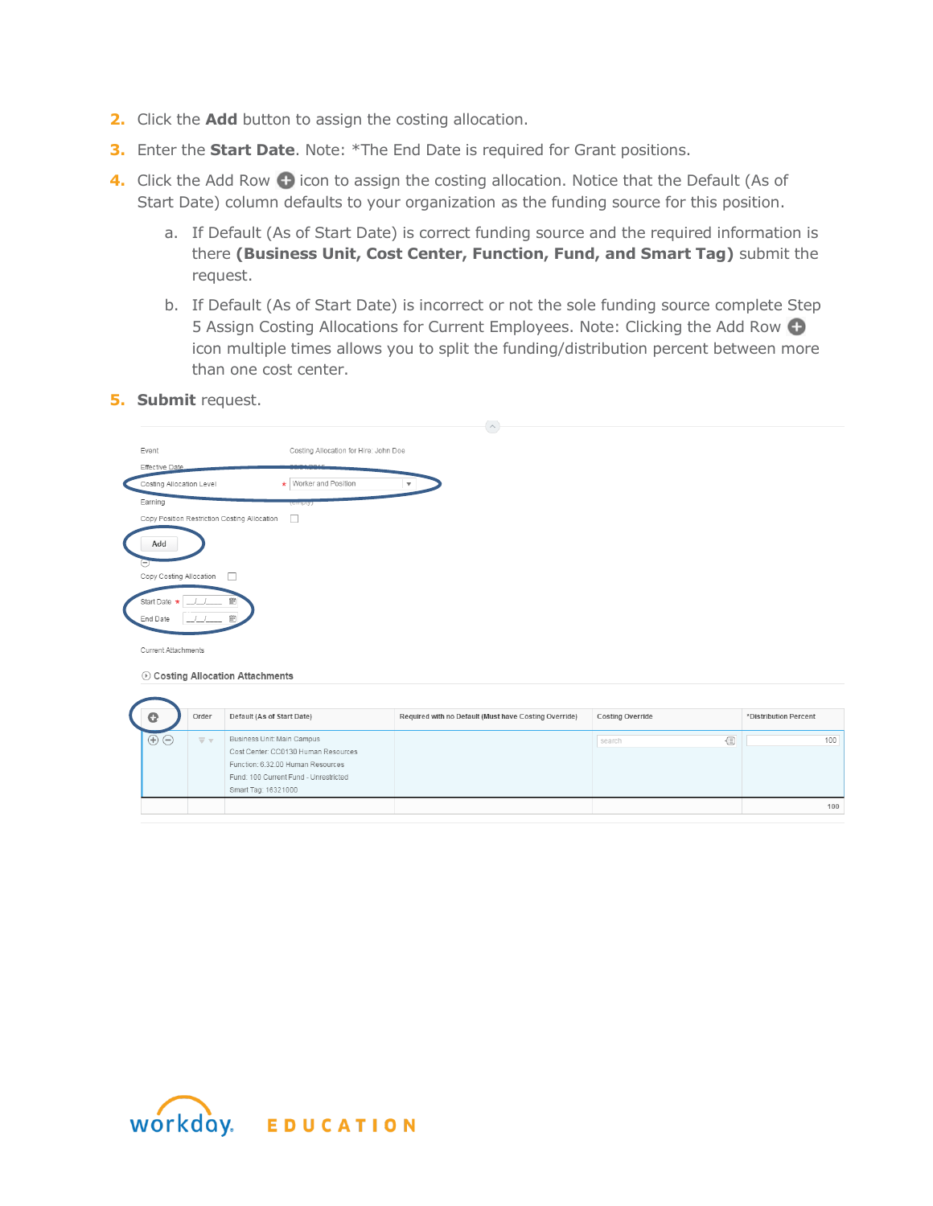2. Click the **Add** button to assign the costing allocation.
3. Enter the **Start Date**. Note: *The End Date is required for Grant positions.
4. Click the Add Row ⊕ icon to assign the costing allocation. Notice that the Default (As of Start Date) column defaults to your organization as the funding source for this position.
   a. If Default (As of Start Date) is correct funding source and the required information is there **(Business Unit, Cost Center, Function, Fund, and Smart Tag)** submit the request.
   b. If Default (As of Start Date) is incorrect or not the sole funding source complete Step 5 Assign Costing Allocations for Current Employees. Note: Clicking the Add Row ⊕ icon multiple times allows you to split the funding/distribution percent between more than one cost center.
5. **Submit** request.

Event Costing Allocation for Hire: John Doe

Effective Date

Costing Allocation Level * Worker and Position

Earning (empty)

Copy Position Restriction Costing Allocation

Add

Copy Costing Allocation

Start Date * __/__/____

End Date __/__/____

Current Attachments

Costing Allocation Attachments

| ⊕ | Order | Default (As of Start Date) | Required with no Default (Must have Costing Override) | Costing Override | *Distribution Percent |
|---|---|---|---|---|---|
| ⊕ ⊖ | | Business Unit: Main Campus<br>Cost Center: CC0130 Human Resources<br>Function: 6.32.00 Human Resources<br>Fund: 100 Current Fund - Unrestricted<br>Smart Tag: 16321000 | | search | 100 |
| | | | | | 100 |